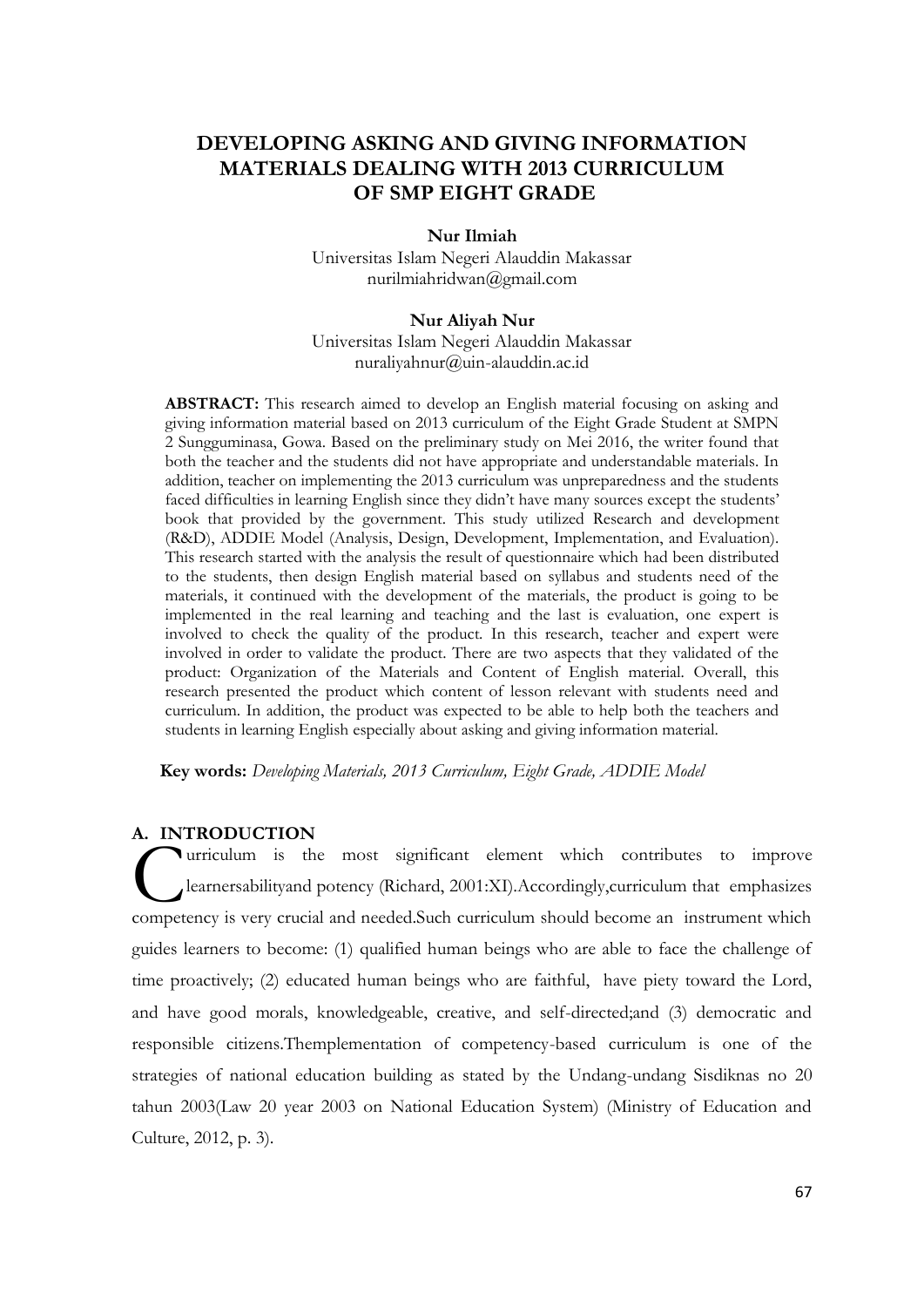# DEVELOPING ASKING AND GIVING INFORMATION MATERIALS DEALING WITH 2013 CURRICULUM OF SMP EIGHT GRADE

**Nur Ilmiah**
Universitas Islam Negeri Alauddin Makassar
nurilmiahridwan@gmail.com

**Nur Aliyah Nur**
Universitas Islam Negeri Alauddin Makassar
nuraliyahnur@uin-alauddin.ac.id

**ABSTRACT:** This research aimed to develop an English material focusing on asking and giving information material based on 2013 curriculum of the Eight Grade Student at SMPN 2 Sungguminasa, Gowa. Based on the preliminary study on Mei 2016, the writer found that both the teacher and the students did not have appropriate and understandable materials. In addition, teacher on implementing the 2013 curriculum was unpreparedness and the students faced difficulties in learning English since they didn't have many sources except the students' book that provided by the government. This study utilized Research and development (R&D), ADDIE Model (Analysis, Design, Development, Implementation, and Evaluation). This research started with the analysis the result of questionnaire which had been distributed to the students, then design English material based on syllabus and students need of the materials, it continued with the development of the materials, the product is going to be implemented in the real learning and teaching and the last is evaluation, one expert is involved to check the quality of the product. In this research, teacher and expert were involved in order to validate the product. There are two aspects that they validated of the product: Organization of the Materials and Content of English material. Overall, this research presented the product which content of lesson relevant with students need and curriculum. In addition, the product was expected to be able to help both the teachers and students in learning English especially about asking and giving information material.

**Key words:** *Developing Materials, 2013 Curriculum, Eight Grade, ADDIE Model*

## A. INTRODUCTION

Curriculum is the most significant element which contributes to improve learnersabilityand potency (Richard, 2001:XI).Accordingly,curriculum that emphasizes competency is very crucial and needed.Such curriculum should become an instrument which guides learners to become: (1) qualified human beings who are able to face the challenge of time proactively; (2) educated human beings who are faithful, have piety toward the Lord, and have good morals, knowledgeable, creative, and self-directed;and (3) democratic and responsible citizens.Themplementation of competency-based curriculum is one of the strategies of national education building as stated by the Undang-undang Sisdiknas no 20 tahun 2003(Law 20 year 2003 on National Education System) (Ministry of Education and Culture, 2012, p. 3).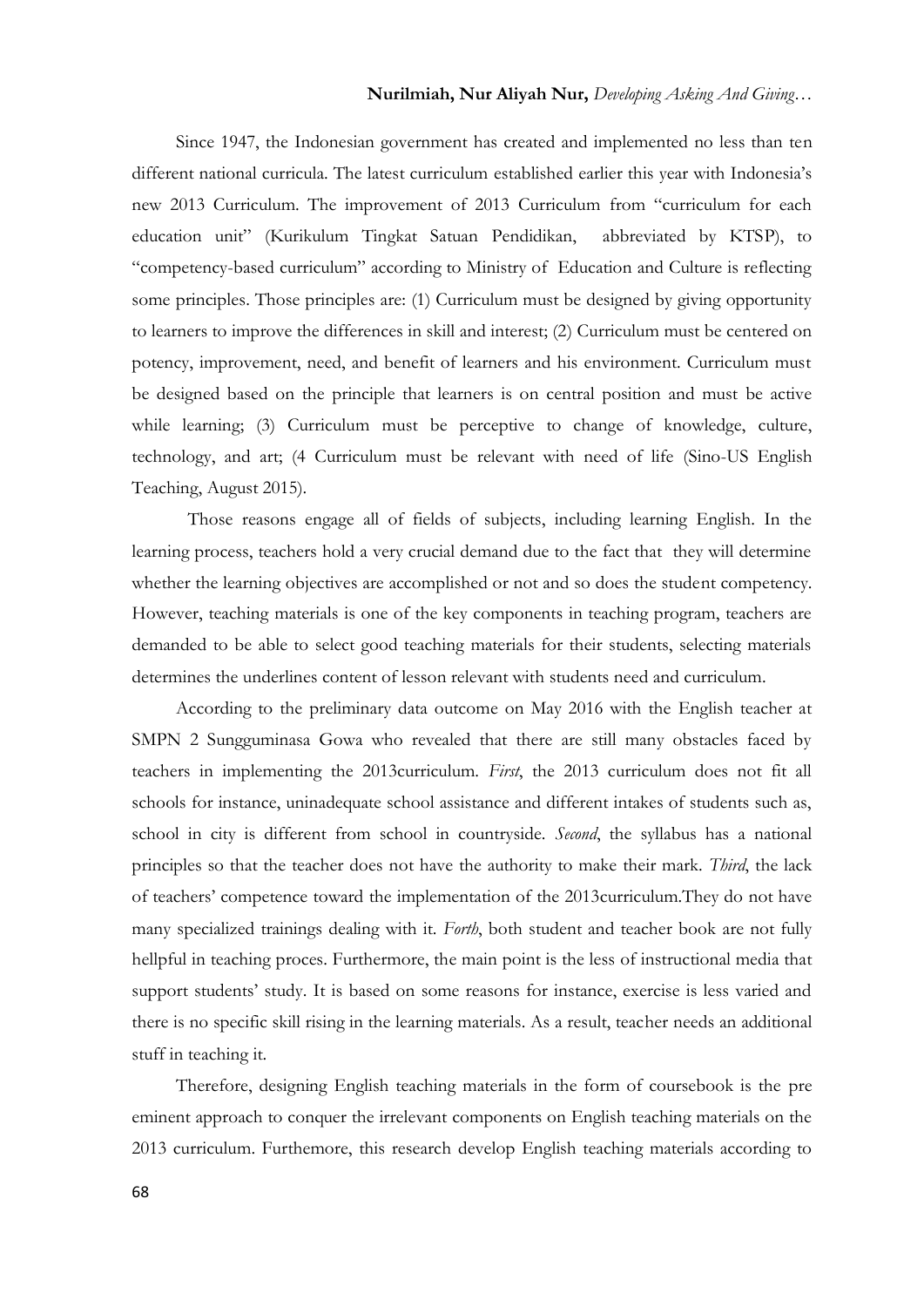Since 1947, the Indonesian government has created and implemented no less than ten different national curricula. The latest curriculum established earlier this year with Indonesia's new 2013 Curriculum. The improvement of 2013 Curriculum from "curriculum for each education unit" (Kurikulum Tingkat Satuan Pendidikan, abbreviated by KTSP), to "competency-based curriculum" according to Ministry of Education and Culture is reflecting some principles. Those principles are: (1) Curriculum must be designed by giving opportunity to learners to improve the differences in skill and interest; (2) Curriculum must be centered on potency, improvement, need, and benefit of learners and his environment. Curriculum must be designed based on the principle that learners is on central position and must be active while learning; (3) Curriculum must be perceptive to change of knowledge, culture, technology, and art; (4 Curriculum must be relevant with need of life (Sino-US English Teaching, August 2015).

Those reasons engage all of fields of subjects, including learning English. In the learning process, teachers hold a very crucial demand due to the fact that they will determine whether the learning objectives are accomplished or not and so does the student competency. However, teaching materials is one of the key components in teaching program, teachers are demanded to be able to select good teaching materials for their students, selecting materials determines the underlines content of lesson relevant with students need and curriculum.

According to the preliminary data outcome on May 2016 with the English teacher at SMPN 2 Sungguminasa Gowa who revealed that there are still many obstacles faced by teachers in implementing the 2013curriculum. *First*, the 2013 curriculum does not fit all schools for instance, uninadequate school assistance and different intakes of students such as, school in city is different from school in countryside. *Second*, the syllabus has a national principles so that the teacher does not have the authority to make their mark. *Third*, the lack of teachers' competence toward the implementation of the 2013curriculum.They do not have many specialized trainings dealing with it. *Forth*, both student and teacher book are not fully hellpful in teaching proces. Furthermore, the main point is the less of instructional media that support students' study. It is based on some reasons for instance, exercise is less varied and there is no specific skill rising in the learning materials. As a result, teacher needs an additional stuff in teaching it.

Therefore, designing English teaching materials in the form of coursebook is the pre eminent approach to conquer the irrelevant components on English teaching materials on the 2013 curriculum. Furthemore, this research develop English teaching materials according to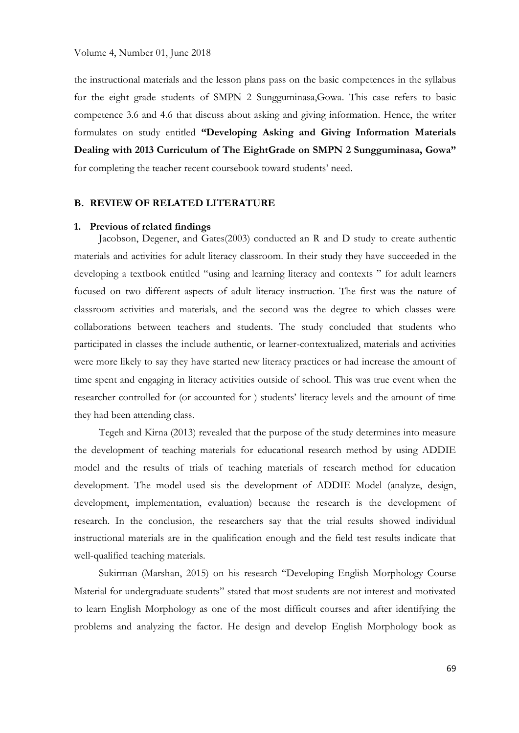the instructional materials and the lesson plans pass on the basic competences in the syllabus for the eight grade students of SMPN 2 Sungguminasa,Gowa. This case refers to basic competence 3.6 and 4.6 that discuss about asking and giving information. Hence, the writer formulates on study entitled **"Developing Asking and Giving Information Materials Dealing with 2013 Curriculum of The EightGrade on SMPN 2 Sungguminasa, Gowa"** for completing the teacher recent coursebook toward students' need.

## B. REVIEW OF RELATED LITERATURE

### 1. Previous of related findings

Jacobson, Degener, and Gates(2003) conducted an R and D study to create authentic materials and activities for adult literacy classroom. In their study they have succeeded in the developing a textbook entitled "using and learning literacy and contexts " for adult learners focused on two different aspects of adult literacy instruction. The first was the nature of classroom activities and materials, and the second was the degree to which classes were collaborations between teachers and students. The study concluded that students who participated in classes the include authentic, or learner-contextualized, materials and activities were more likely to say they have started new literacy practices or had increase the amount of time spent and engaging in literacy activities outside of school. This was true event when the researcher controlled for (or accounted for ) students' literacy levels and the amount of time they had been attending class.

Tegeh and Kirna (2013) revealed that the purpose of the study determines into measure the development of teaching materials for educational research method by using ADDIE model and the results of trials of teaching materials of research method for education development. The model used sis the development of ADDIE Model (analyze, design, development, implementation, evaluation) because the research is the development of research. In the conclusion, the researchers say that the trial results showed individual instructional materials are in the qualification enough and the field test results indicate that well-qualified teaching materials.

Sukirman (Marshan, 2015) on his research "Developing English Morphology Course Material for undergraduate students" stated that most students are not interest and motivated to learn English Morphology as one of the most difficult courses and after identifying the problems and analyzing the factor. He design and develop English Morphology book as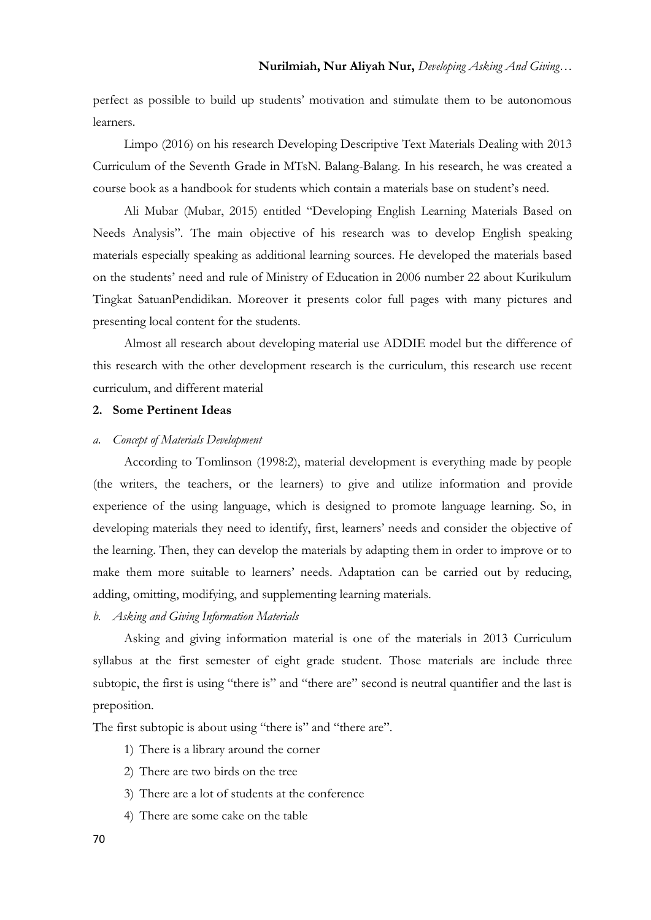perfect as possible to build up students' motivation and stimulate them to be autonomous learners.

Limpo (2016) on his research Developing Descriptive Text Materials Dealing with 2013 Curriculum of the Seventh Grade in MTsN. Balang-Balang. In his research, he was created a course book as a handbook for students which contain a materials base on student's need.

Ali Mubar (Mubar, 2015) entitled "Developing English Learning Materials Based on Needs Analysis". The main objective of his research was to develop English speaking materials especially speaking as additional learning sources. He developed the materials based on the students' need and rule of Ministry of Education in 2006 number 22 about Kurikulum Tingkat SatuanPendidikan. Moreover it presents color full pages with many pictures and presenting local content for the students.

Almost all research about developing material use ADDIE model but the difference of this research with the other development research is the curriculum, this research use recent curriculum, and different material

## 2. Some Pertinent Ideas

### *a. Concept of Materials Development*

According to Tomlinson (1998:2), material development is everything made by people (the writers, the teachers, or the learners) to give and utilize information and provide experience of the using language, which is designed to promote language learning. So, in developing materials they need to identify, first, learners' needs and consider the objective of the learning. Then, they can develop the materials by adapting them in order to improve or to make them more suitable to learners' needs. Adaptation can be carried out by reducing, adding, omitting, modifying, and supplementing learning materials.

### *b. Asking and Giving Information Materials*

Asking and giving information material is one of the materials in 2013 Curriculum syllabus at the first semester of eight grade student. Those materials are include three subtopic, the first is using "there is" and "there are" second is neutral quantifier and the last is preposition.

The first subtopic is about using "there is" and "there are".

1) There is a library around the corner
2) There are two birds on the tree
3) There are a lot of students at the conference
4) There are some cake on the table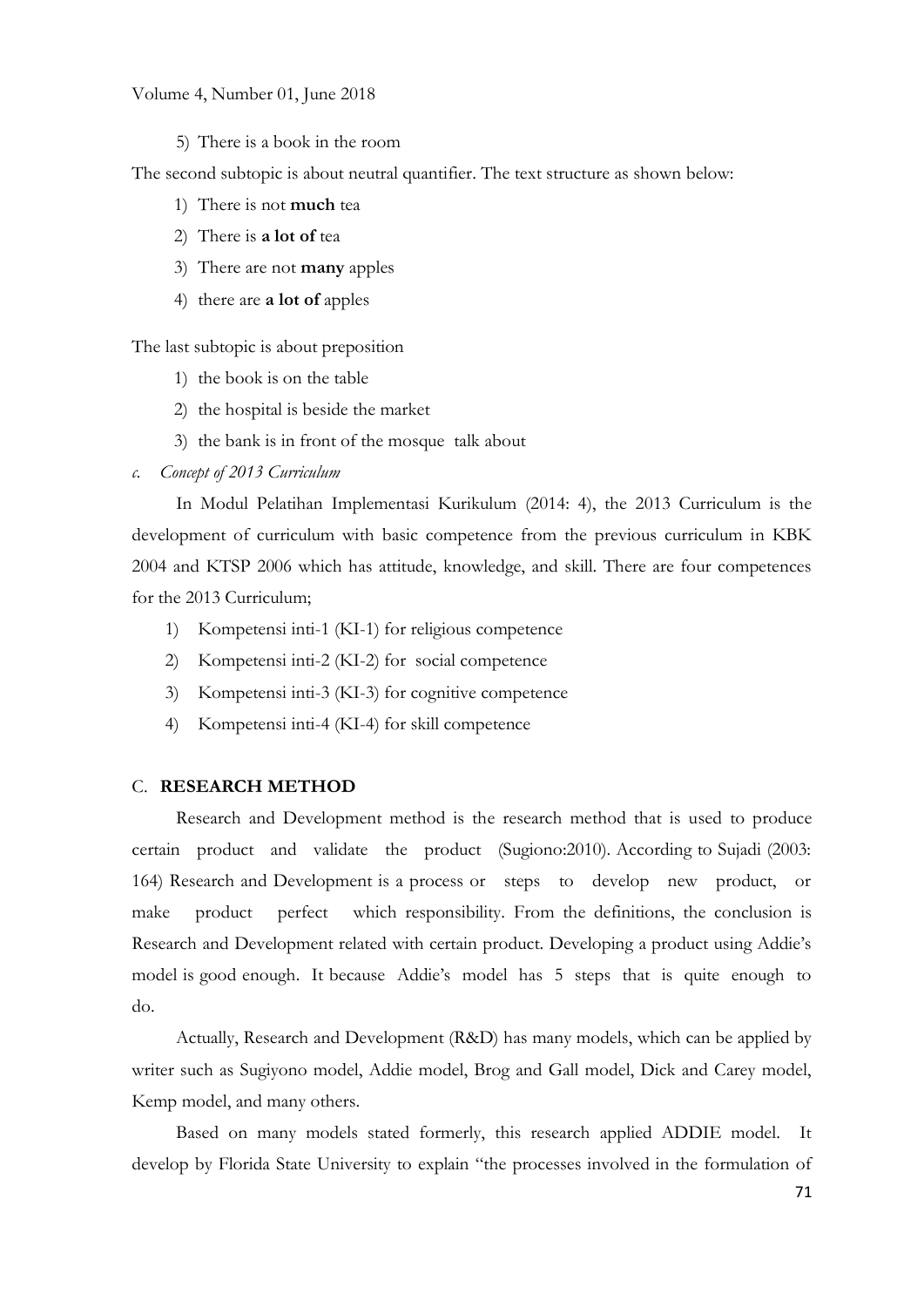5) There is a book in the room

The second subtopic is about neutral quantifier. The text structure as shown below:

1) There is not **much** tea
2) There is **a lot of** tea
3) There are not **many** apples
4) there are **a lot of** apples

The last subtopic is about preposition

1) the book is on the table
2) the hospital is beside the market
3) the bank is in front of the mosque talk about

*c. Concept of 2013 Curriculum*

In Modul Pelatihan Implementasi Kurikulum (2014: 4), the 2013 Curriculum is the development of curriculum with basic competence from the previous curriculum in KBK 2004 and KTSP 2006 which has attitude, knowledge, and skill. There are four competences for the 2013 Curriculum;

1) Kompetensi inti-1 (KI-1) for religious competence
2) Kompetensi inti-2 (KI-2) for social competence
3) Kompetensi inti-3 (KI-3) for cognitive competence
4) Kompetensi inti-4 (KI-4) for skill competence

## C. RESEARCH METHOD

Research and Development method is the research method that is used to produce certain product and validate the product (Sugiono:2010). According to Sujadi (2003: 164) Research and Development is a process or steps to develop new product, or make product perfect which responsibility. From the definitions, the conclusion is Research and Development related with certain product. Developing a product using Addie's model is good enough. It because Addie's model has 5 steps that is quite enough to do.

Actually, Research and Development (R&D) has many models, which can be applied by writer such as Sugiyono model, Addie model, Brog and Gall model, Dick and Carey model, Kemp model, and many others.

Based on many models stated formerly, this research applied ADDIE model. It develop by Florida State University to explain "the processes involved in the formulation of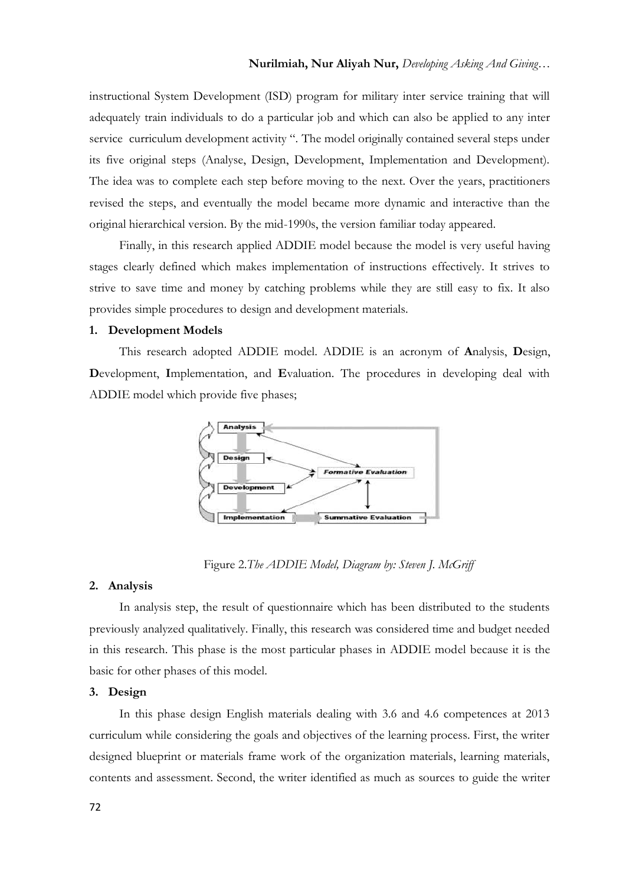instructional System Development (ISD) program for military inter service training that will adequately train individuals to do a particular job and which can also be applied to any inter service curriculum development activity ". The model originally contained several steps under its five original steps (Analyse, Design, Development, Implementation and Development). The idea was to complete each step before moving to the next. Over the years, practitioners revised the steps, and eventually the model became more dynamic and interactive than the original hierarchical version. By the mid-1990s, the version familiar today appeared.

Finally, in this research applied ADDIE model because the model is very useful having stages clearly defined which makes implementation of instructions effectively. It strives to strive to save time and money by catching problems while they are still easy to fix. It also provides simple procedures to design and development materials.

**1. Development Models**

This research adopted ADDIE model. ADDIE is an acronym of **A**nalysis, **D**esign, **D**evelopment, **I**mplementation, and **E**valuation. The procedures in developing deal with ADDIE model which provide five phases;

Figure 2.*The ADDIE Model, Diagram by: Steven J. McGriff*

**2. Analysis**

In analysis step, the result of questionnaire which has been distributed to the students previously analyzed qualitatively. Finally, this research was considered time and budget needed in this research. This phase is the most particular phases in ADDIE model because it is the basic for other phases of this model.

**3. Design**

In this phase design English materials dealing with 3.6 and 4.6 competences at 2013 curriculum while considering the goals and objectives of the learning process. First, the writer designed blueprint or materials frame work of the organization materials, learning materials, contents and assessment. Second, the writer identified as much as sources to guide the writer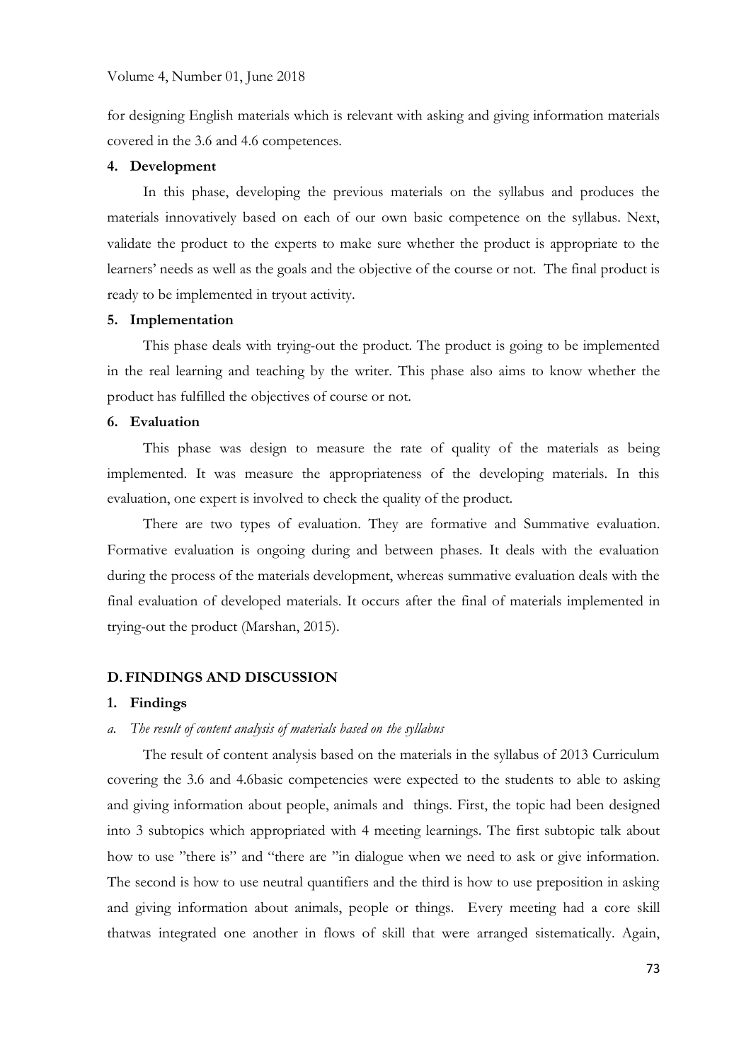for designing English materials which is relevant with asking and giving information materials covered in the 3.6 and 4.6 competences.

**4. Development**

In this phase, developing the previous materials on the syllabus and produces the materials innovatively based on each of our own basic competence on the syllabus. Next, validate the product to the experts to make sure whether the product is appropriate to the learners' needs as well as the goals and the objective of the course or not. The final product is ready to be implemented in tryout activity.

**5. Implementation**

This phase deals with trying-out the product. The product is going to be implemented in the real learning and teaching by the writer. This phase also aims to know whether the product has fulfilled the objectives of course or not.

**6. Evaluation**

This phase was design to measure the rate of quality of the materials as being implemented. It was measure the appropriateness of the developing materials. In this evaluation, one expert is involved to check the quality of the product.

There are two types of evaluation. They are formative and Summative evaluation. Formative evaluation is ongoing during and between phases. It deals with the evaluation during the process of the materials development, whereas summative evaluation deals with the final evaluation of developed materials. It occurs after the final of materials implemented in trying-out the product (Marshan, 2015).

## D. FINDINGS AND DISCUSSION

### 1. Findings

*a. The result of content analysis of materials based on the syllabus*

The result of content analysis based on the materials in the syllabus of 2013 Curriculum covering the 3.6 and 4.6basic competencies were expected to the students to able to asking and giving information about people, animals and things. First, the topic had been designed into 3 subtopics which appropriated with 4 meeting learnings. The first subtopic talk about how to use "there is" and "there are "in dialogue when we need to ask or give information. The second is how to use neutral quantifiers and the third is how to use preposition in asking and giving information about animals, people or things. Every meeting had a core skill thatwas integrated one another in flows of skill that were arranged sistematically. Again,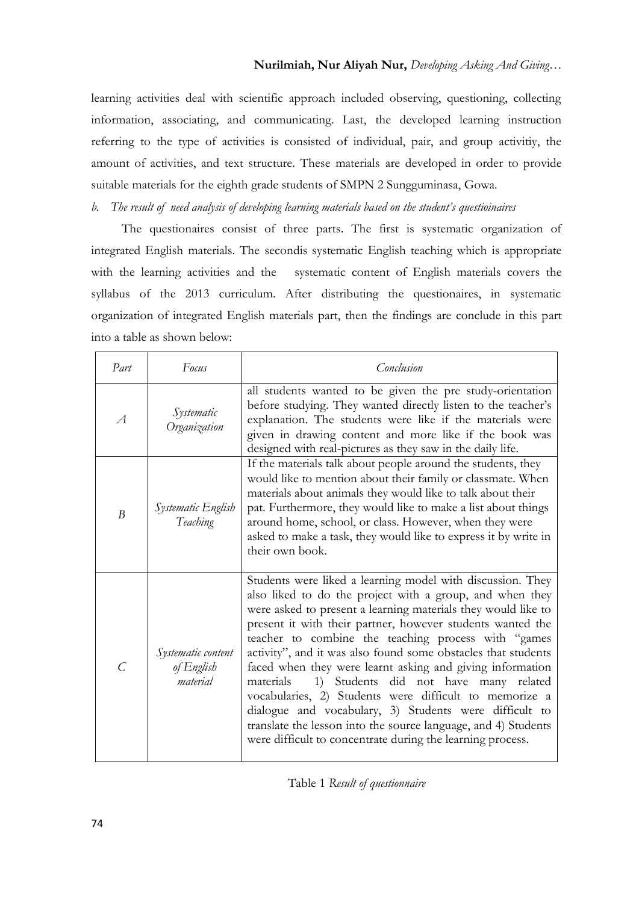learning activities deal with scientific approach included observing, questioning, collecting information, associating, and communicating. Last, the developed learning instruction referring to the type of activities is consisted of individual, pair, and group activitiy, the amount of activities, and text structure. These materials are developed in order to provide suitable materials for the eighth grade students of SMPN 2 Sungguminasa, Gowa.

*b. The result of need analysis of developing learning materials based on the student's questioinaires*

The questionaires consist of three parts. The first is systematic organization of integrated English materials. The secondis systematic English teaching which is appropriate with the learning activities and the systematic content of English materials covers the syllabus of the 2013 curriculum. After distributing the questionaires, in systematic organization of integrated English materials part, then the findings are conclude in this part into a table as shown below:

| *Part* | *Focus* | *Conclusion* |
|---|---|---|
| *A* | *Systematic Organization* | all students wanted to be given the pre study-orientation before studying. They wanted directly listen to the teacher's explanation. The students were like if the materials were given in drawing content and more like if the book was designed with real-pictures as they saw in the daily life. |
| *B* | *Systematic English Teaching* | If the materials talk about people around the students, they would like to mention about their family or classmate. When materials about animals they would like to talk about their pat. Furthermore, they would like to make a list about things around home, school, or class. However, when they were asked to make a task, they would like to express it by write in their own book. |
| *C* | *Systematic content of English material* | Students were liked a learning model with discussion. They also liked to do the project with a group, and when they were asked to present a learning materials they would like to present it with their partner, however students wanted the teacher to combine the teaching process with "games activity", and it was also found some obstacles that students faced when they were learnt asking and giving information materials 1) Students did not have many related vocabularies, 2) Students were difficult to memorize a dialogue and vocabulary, 3) Students were difficult to translate the lesson into the source language, and 4) Students were difficult to concentrate during the learning process. |

Table 1 *Result of questionnaire*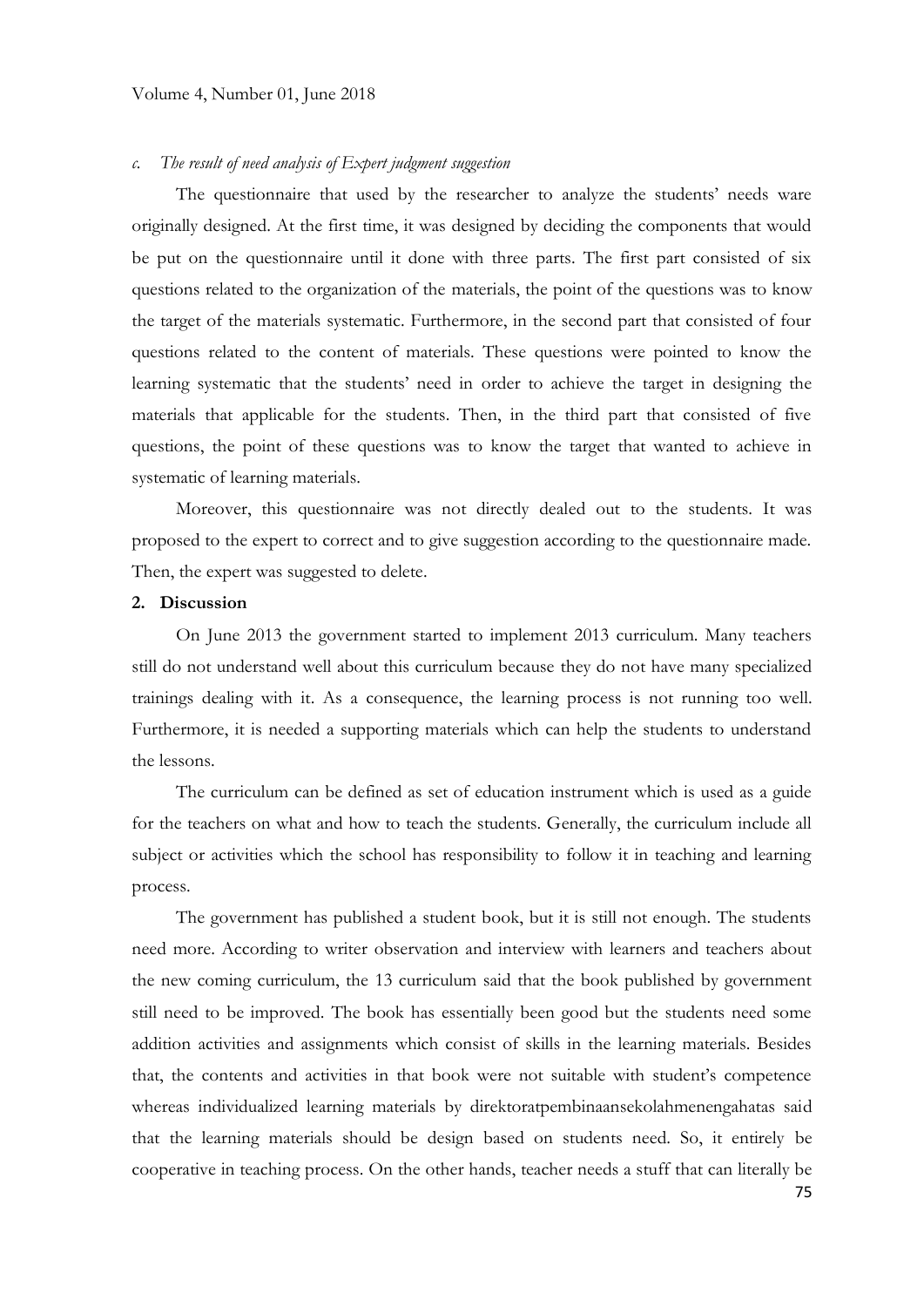*c. The result of need analysis of Expert judgment suggestion*

The questionnaire that used by the researcher to analyze the students' needs ware originally designed. At the first time, it was designed by deciding the components that would be put on the questionnaire until it done with three parts. The first part consisted of six questions related to the organization of the materials, the point of the questions was to know the target of the materials systematic. Furthermore, in the second part that consisted of four questions related to the content of materials. These questions were pointed to know the learning systematic that the students' need in order to achieve the target in designing the materials that applicable for the students. Then, in the third part that consisted of five questions, the point of these questions was to know the target that wanted to achieve in systematic of learning materials.

Moreover, this questionnaire was not directly dealed out to the students. It was proposed to the expert to correct and to give suggestion according to the questionnaire made. Then, the expert was suggested to delete.

**2. Discussion**

On June 2013 the government started to implement 2013 curriculum. Many teachers still do not understand well about this curriculum because they do not have many specialized trainings dealing with it. As a consequence, the learning process is not running too well. Furthermore, it is needed a supporting materials which can help the students to understand the lessons.

The curriculum can be defined as set of education instrument which is used as a guide for the teachers on what and how to teach the students. Generally, the curriculum include all subject or activities which the school has responsibility to follow it in teaching and learning process.

The government has published a student book, but it is still not enough. The students need more. According to writer observation and interview with learners and teachers about the new coming curriculum, the 13 curriculum said that the book published by government still need to be improved. The book has essentially been good but the students need some addition activities and assignments which consist of skills in the learning materials. Besides that, the contents and activities in that book were not suitable with student's competence whereas individualized learning materials by direktoratpembinaansekolahmenengahatas said that the learning materials should be design based on students need. So, it entirely be cooperative in teaching process. On the other hands, teacher needs a stuff that can literally be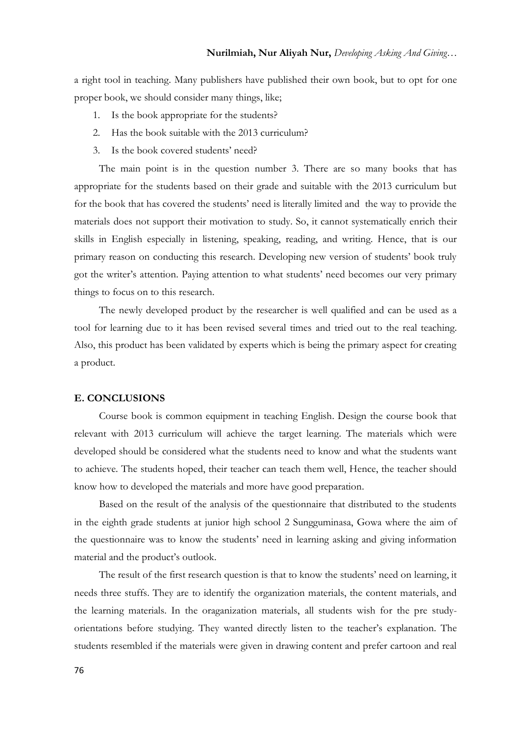a right tool in teaching. Many publishers have published their own book, but to opt for one proper book, we should consider many things, like;

1. Is the book appropriate for the students?
2. Has the book suitable with the 2013 curriculum?
3. Is the book covered students' need?

The main point is in the question number 3. There are so many books that has appropriate for the students based on their grade and suitable with the 2013 curriculum but for the book that has covered the students' need is literally limited and the way to provide the materials does not support their motivation to study. So, it cannot systematically enrich their skills in English especially in listening, speaking, reading, and writing. Hence, that is our primary reason on conducting this research. Developing new version of students' book truly got the writer's attention. Paying attention to what students' need becomes our very primary things to focus on to this research.

The newly developed product by the researcher is well qualified and can be used as a tool for learning due to it has been revised several times and tried out to the real teaching. Also, this product has been validated by experts which is being the primary aspect for creating a product.

## E. CONCLUSIONS

Course book is common equipment in teaching English. Design the course book that relevant with 2013 curriculum will achieve the target learning. The materials which were developed should be considered what the students need to know and what the students want to achieve. The students hoped, their teacher can teach them well, Hence, the teacher should know how to developed the materials and more have good preparation.

Based on the result of the analysis of the questionnaire that distributed to the students in the eighth grade students at junior high school 2 Sungguminasa, Gowa where the aim of the questionnaire was to know the students' need in learning asking and giving information material and the product's outlook.

The result of the first research question is that to know the students' need on learning, it needs three stuffs. They are to identify the organization materials, the content materials, and the learning materials. In the oraganization materials, all students wish for the pre study-orientations before studying. They wanted directly listen to the teacher's explanation. The students resembled if the materials were given in drawing content and prefer cartoon and real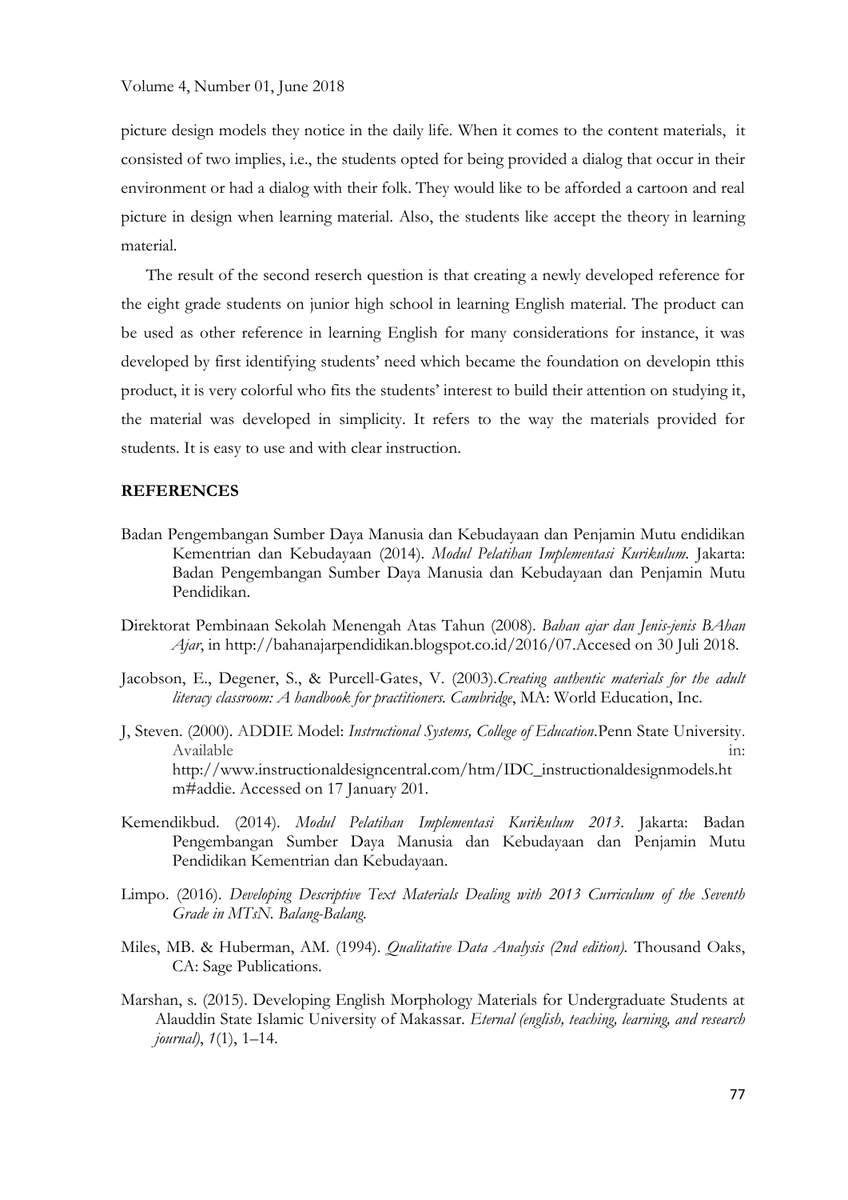picture design models they notice in the daily life. When it comes to the content materials, it consisted of two implies, i.e., the students opted for being provided a dialog that occur in their environment or had a dialog with their folk. They would like to be afforded a cartoon and real picture in design when learning material. Also, the students like accept the theory in learning material.

The result of the second reserch question is that creating a newly developed reference for the eight grade students on junior high school in learning English material. The product can be used as other reference in learning English for many considerations for instance, it was developed by first identifying students' need which became the foundation on developin tthis product, it is very colorful who fits the students' interest to build their attention on studying it, the material was developed in simplicity. It refers to the way the materials provided for students. It is easy to use and with clear instruction.

## REFERENCES

Badan Pengembangan Sumber Daya Manusia dan Kebudayaan dan Penjamin Mutu endidikan Kementrian dan Kebudayaan (2014). *Modul Pelatihan Implementasi Kurikulum*. Jakarta: Badan Pengembangan Sumber Daya Manusia dan Kebudayaan dan Penjamin Mutu Pendidikan.

Direktorat Pembinaan Sekolah Menengah Atas Tahun (2008). *Bahan ajar dan Jenis-jenis BAhan Ajar*, in http://bahanajarpendidikan.blogspot.co.id/2016/07.Accesed on 30 Juli 2018.

Jacobson, E., Degener, S., & Purcell-Gates, V. (2003).*Creating authentic materials for the adult literacy classroom: A handbook for practitioners. Cambridge*, MA: World Education, Inc.

J, Steven. (2000). ADDIE Model: *Instructional Systems, College of Education*.Penn State University. Available in: http://www.instructionaldesigncentral.com/htm/IDC_instructionaldesignmodels.htm#addie. Accessed on 17 January 201.

Kemendikbud. (2014). *Modul Pelatihan Implementasi Kurikulum 2013*. Jakarta: Badan Pengembangan Sumber Daya Manusia dan Kebudayaan dan Penjamin Mutu Pendidikan Kementrian dan Kebudayaan.

Limpo. (2016). *Developing Descriptive Text Materials Dealing with 2013 Curriculum of the Seventh Grade in MTsN. Balang-Balang.*

Miles, MB. & Huberman, AM. (1994). *Qualitative Data Analysis (2nd edition).* Thousand Oaks, CA: Sage Publications.

Marshan, s. (2015). Developing English Morphology Materials for Undergraduate Students at Alauddin State Islamic University of Makassar. *Eternal (english, teaching, learning, and research journal)*, *1*(1), 1–14.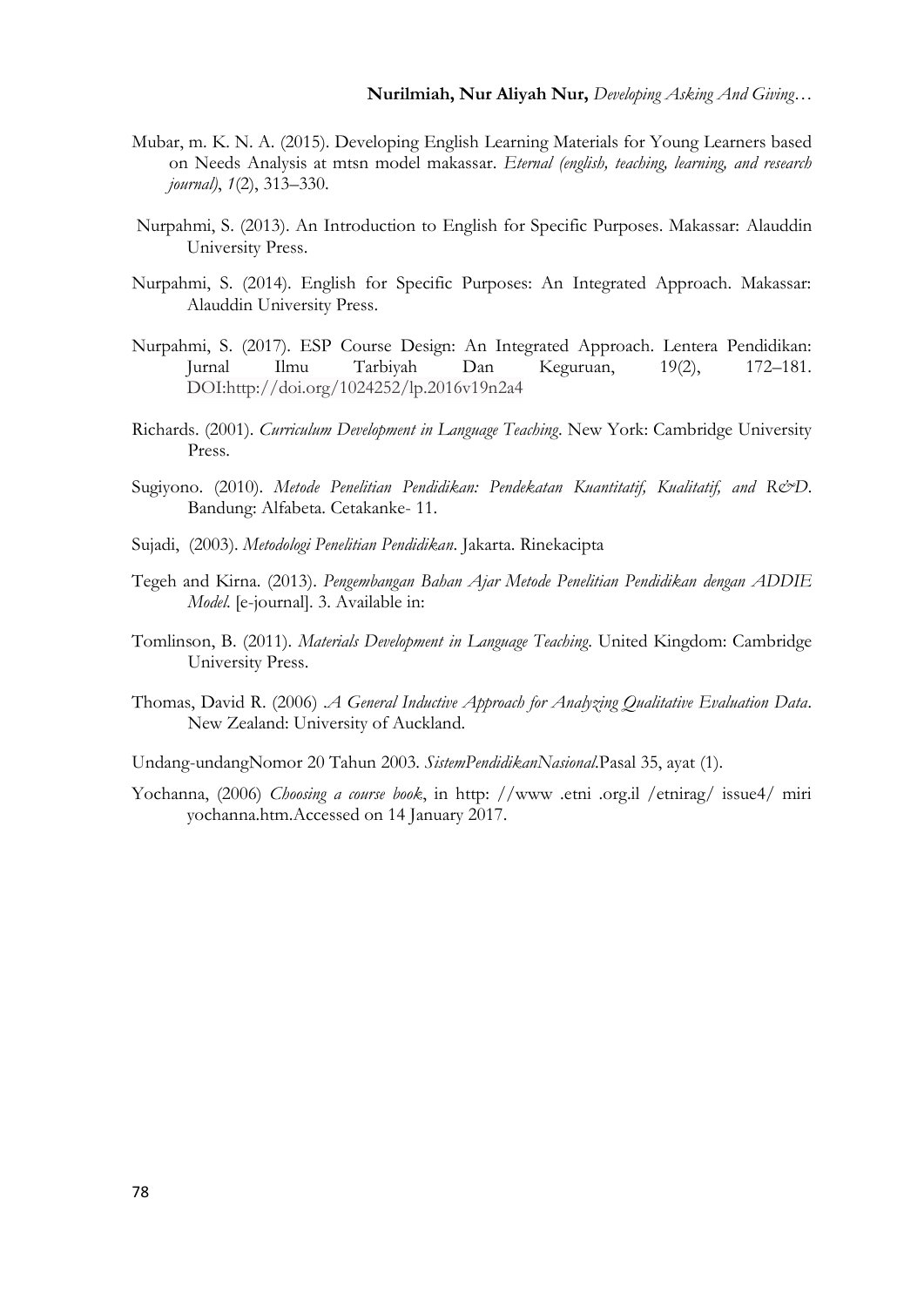Mubar, m. K. N. A. (2015). Developing English Learning Materials for Young Learners based on Needs Analysis at mtsn model makassar. *Eternal (english, teaching, learning, and research journal)*, *1*(2), 313–330.

Nurpahmi, S. (2013). An Introduction to English for Specific Purposes. Makassar: Alauddin University Press.

Nurpahmi, S. (2014). English for Specific Purposes: An Integrated Approach. Makassar: Alauddin University Press.

Nurpahmi, S. (2017). ESP Course Design: An Integrated Approach. Lentera Pendidikan: Jurnal Ilmu Tarbiyah Dan Keguruan, 19(2), 172–181. DOI:http://doi.org/1024252/lp.2016v19n2a4

Richards. (2001). *Curriculum Development in Language Teaching*. New York: Cambridge University Press.

Sugiyono. (2010). *Metode Penelitian Pendidikan: Pendekatan Kuantitatif, Kualitatif, and R&D*. Bandung: Alfabeta. Cetakanke- 11.

Sujadi, (2003). *Metodologi Penelitian Pendidikan*. Jakarta. Rinekacipta

Tegeh and Kirna. (2013). *Pengembangan Bahan Ajar Metode Penelitian Pendidikan dengan ADDIE Model*. [e-journal]. 3. Available in:

Tomlinson, B. (2011). *Materials Development in Language Teaching*. United Kingdom: Cambridge University Press.

Thomas, David R. (2006) .*A General Inductive Approach for Analyzing Qualitative Evaluation Data*. New Zealand: University of Auckland.

Undang-undangNomor 20 Tahun 2003. *SistemPendidikanNasional*.Pasal 35, ayat (1).

Yochanna, (2006) *Choosing a course book*, in http: //www .etni .org.il /etnirag/ issue4/ miri yochanna.htm.Accessed on 14 January 2017.